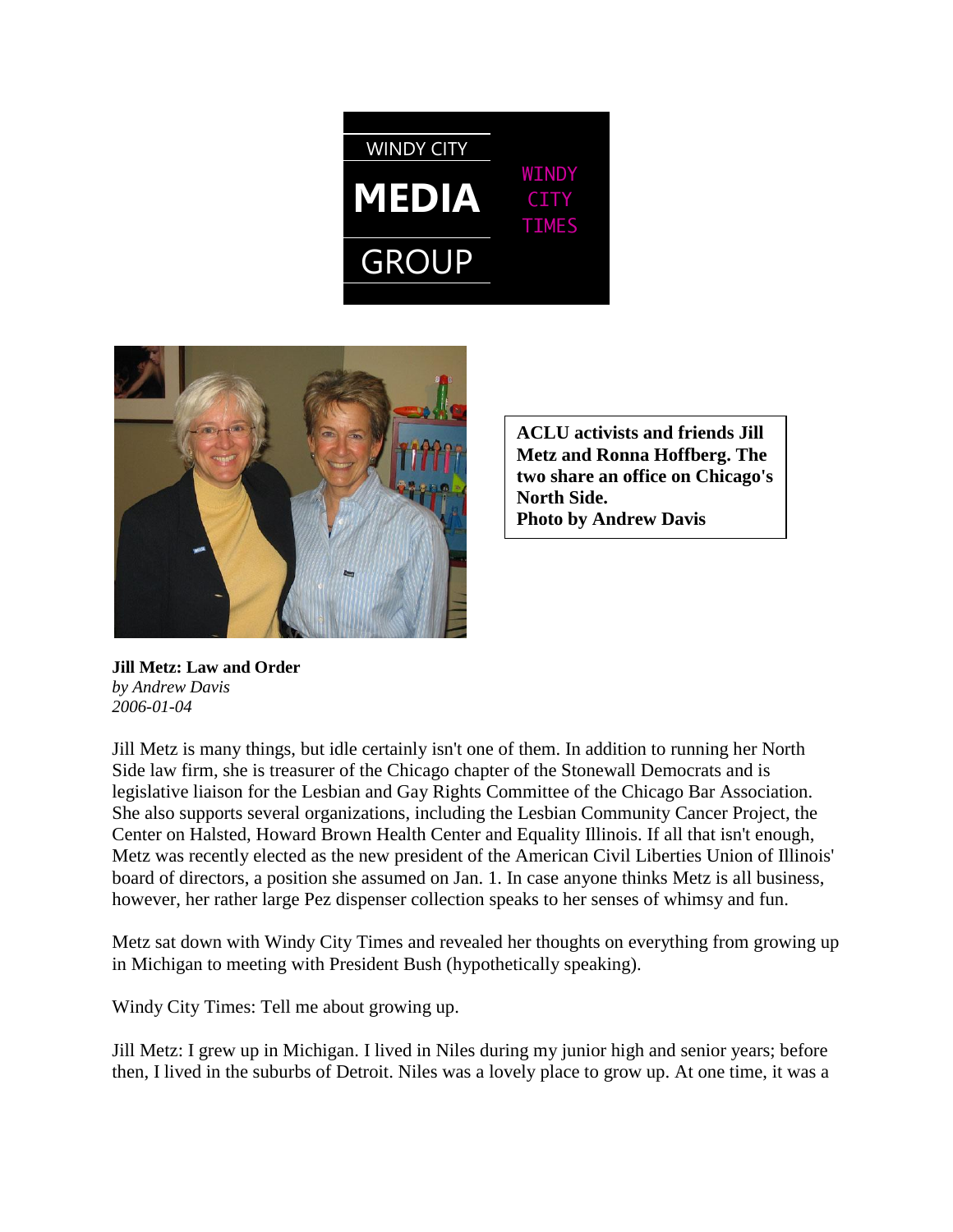WINDY CITY **MEDIA** GROUP — WINDY CITY TIMES

**ACLU activists and friends Jill Metz and Ronna Hoffberg. The two share an office on Chicago's North Side.**
**Photo by Andrew Davis**

**Jill Metz: Law and Order**
*by Andrew Davis*
*2006-01-04*

Jill Metz is many things, but idle certainly isn't one of them. In addition to running her North Side law firm, she is treasurer of the Chicago chapter of the Stonewall Democrats and is legislative liaison for the Lesbian and Gay Rights Committee of the Chicago Bar Association. She also supports several organizations, including the Lesbian Community Cancer Project, the Center on Halsted, Howard Brown Health Center and Equality Illinois. If all that isn't enough, Metz was recently elected as the new president of the American Civil Liberties Union of Illinois' board of directors, a position she assumed on Jan. 1. In case anyone thinks Metz is all business, however, her rather large Pez dispenser collection speaks to her senses of whimsy and fun.

Metz sat down with Windy City Times and revealed her thoughts on everything from growing up in Michigan to meeting with President Bush (hypothetically speaking).

Windy City Times: Tell me about growing up.

Jill Metz: I grew up in Michigan. I lived in Niles during my junior high and senior years; before then, I lived in the suburbs of Detroit. Niles was a lovely place to grow up. At one time, it was a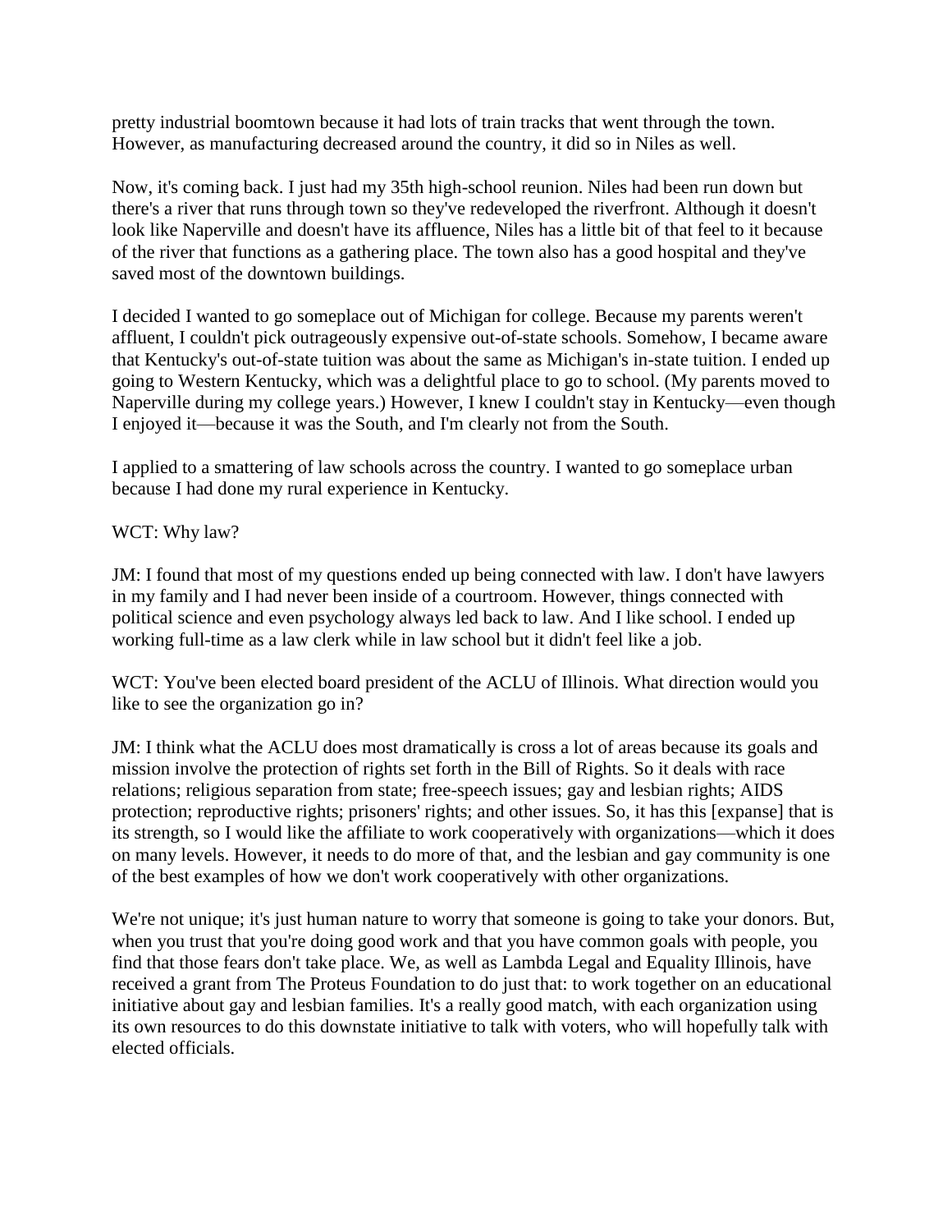pretty industrial boomtown because it had lots of train tracks that went through the town. However, as manufacturing decreased around the country, it did so in Niles as well.

Now, it's coming back. I just had my 35th high-school reunion. Niles had been run down but there's a river that runs through town so they've redeveloped the riverfront. Although it doesn't look like Naperville and doesn't have its affluence, Niles has a little bit of that feel to it because of the river that functions as a gathering place. The town also has a good hospital and they've saved most of the downtown buildings.

I decided I wanted to go someplace out of Michigan for college. Because my parents weren't affluent, I couldn't pick outrageously expensive out-of-state schools. Somehow, I became aware that Kentucky's out-of-state tuition was about the same as Michigan's in-state tuition. I ended up going to Western Kentucky, which was a delightful place to go to school. (My parents moved to Naperville during my college years.) However, I knew I couldn't stay in Kentucky—even though I enjoyed it—because it was the South, and I'm clearly not from the South.

I applied to a smattering of law schools across the country. I wanted to go someplace urban because I had done my rural experience in Kentucky.

WCT: Why law?

JM: I found that most of my questions ended up being connected with law. I don't have lawyers in my family and I had never been inside of a courtroom. However, things connected with political science and even psychology always led back to law. And I like school. I ended up working full-time as a law clerk while in law school but it didn't feel like a job.

WCT: You've been elected board president of the ACLU of Illinois. What direction would you like to see the organization go in?

JM: I think what the ACLU does most dramatically is cross a lot of areas because its goals and mission involve the protection of rights set forth in the Bill of Rights. So it deals with race relations; religious separation from state; free-speech issues; gay and lesbian rights; AIDS protection; reproductive rights; prisoners' rights; and other issues. So, it has this [expanse] that is its strength, so I would like the affiliate to work cooperatively with organizations—which it does on many levels. However, it needs to do more of that, and the lesbian and gay community is one of the best examples of how we don't work cooperatively with other organizations.

We're not unique; it's just human nature to worry that someone is going to take your donors. But, when you trust that you're doing good work and that you have common goals with people, you find that those fears don't take place. We, as well as Lambda Legal and Equality Illinois, have received a grant from The Proteus Foundation to do just that: to work together on an educational initiative about gay and lesbian families. It's a really good match, with each organization using its own resources to do this downstate initiative to talk with voters, who will hopefully talk with elected officials.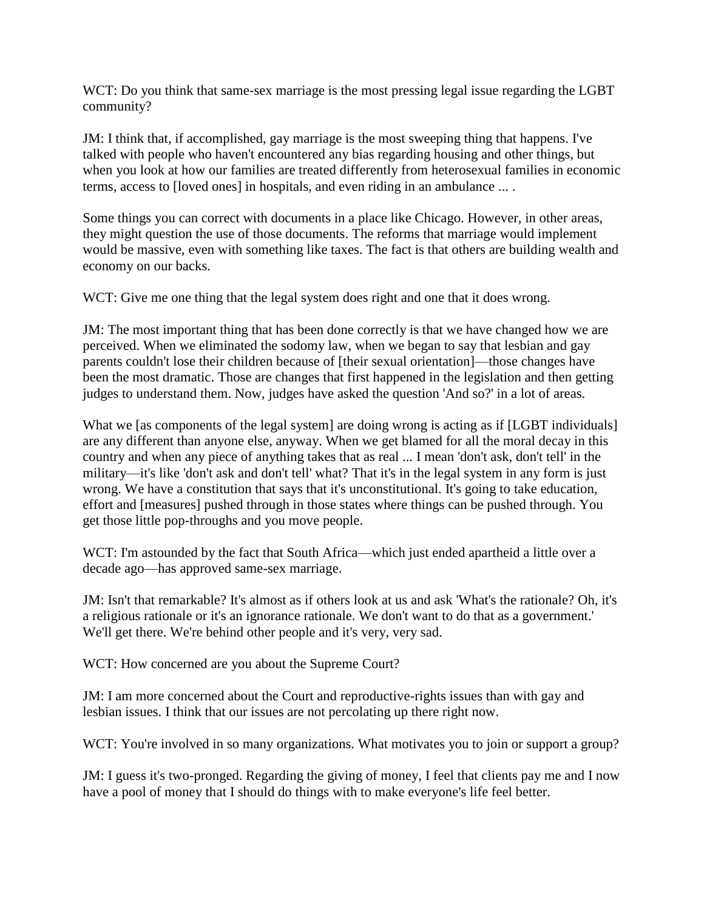WCT: Do you think that same-sex marriage is the most pressing legal issue regarding the LGBT community?

JM: I think that, if accomplished, gay marriage is the most sweeping thing that happens. I've talked with people who haven't encountered any bias regarding housing and other things, but when you look at how our families are treated differently from heterosexual families in economic terms, access to [loved ones] in hospitals, and even riding in an ambulance ... .

Some things you can correct with documents in a place like Chicago. However, in other areas, they might question the use of those documents. The reforms that marriage would implement would be massive, even with something like taxes. The fact is that others are building wealth and economy on our backs.

WCT: Give me one thing that the legal system does right and one that it does wrong.

JM: The most important thing that has been done correctly is that we have changed how we are perceived. When we eliminated the sodomy law, when we began to say that lesbian and gay parents couldn't lose their children because of [their sexual orientation]—those changes have been the most dramatic. Those are changes that first happened in the legislation and then getting judges to understand them. Now, judges have asked the question 'And so?' in a lot of areas.

What we [as components of the legal system] are doing wrong is acting as if [LGBT individuals] are any different than anyone else, anyway. When we get blamed for all the moral decay in this country and when any piece of anything takes that as real ... I mean 'don't ask, don't tell' in the military—it's like 'don't ask and don't tell' what? That it's in the legal system in any form is just wrong. We have a constitution that says that it's unconstitutional. It's going to take education, effort and [measures] pushed through in those states where things can be pushed through. You get those little pop-throughs and you move people.

WCT: I'm astounded by the fact that South Africa—which just ended apartheid a little over a decade ago—has approved same-sex marriage.

JM: Isn't that remarkable? It's almost as if others look at us and ask 'What's the rationale? Oh, it's a religious rationale or it's an ignorance rationale. We don't want to do that as a government.' We'll get there. We're behind other people and it's very, very sad.

WCT: How concerned are you about the Supreme Court?

JM: I am more concerned about the Court and reproductive-rights issues than with gay and lesbian issues. I think that our issues are not percolating up there right now.

WCT: You're involved in so many organizations. What motivates you to join or support a group?

JM: I guess it's two-pronged. Regarding the giving of money, I feel that clients pay me and I now have a pool of money that I should do things with to make everyone's life feel better.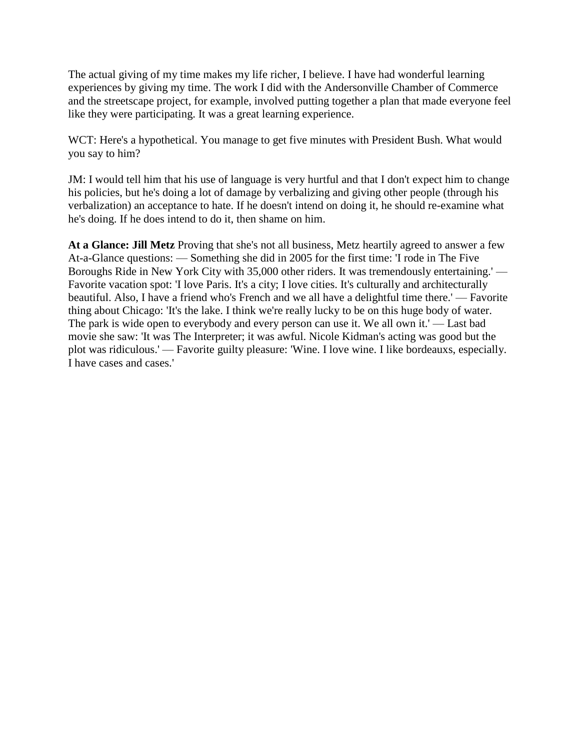The actual giving of my time makes my life richer, I believe. I have had wonderful learning experiences by giving my time. The work I did with the Andersonville Chamber of Commerce and the streetscape project, for example, involved putting together a plan that made everyone feel like they were participating. It was a great learning experience.

WCT: Here's a hypothetical. You manage to get five minutes with President Bush. What would you say to him?

JM: I would tell him that his use of language is very hurtful and that I don't expect him to change his policies, but he's doing a lot of damage by verbalizing and giving other people (through his verbalization) an acceptance to hate. If he doesn't intend on doing it, he should re-examine what he's doing. If he does intend to do it, then shame on him.

**At a Glance: Jill Metz** Proving that she's not all business, Metz heartily agreed to answer a few At-a-Glance questions: — Something she did in 2005 for the first time: 'I rode in The Five Boroughs Ride in New York City with 35,000 other riders. It was tremendously entertaining.' — Favorite vacation spot: 'I love Paris. It's a city; I love cities. It's culturally and architecturally beautiful. Also, I have a friend who's French and we all have a delightful time there.' — Favorite thing about Chicago: 'It's the lake. I think we're really lucky to be on this huge body of water. The park is wide open to everybody and every person can use it. We all own it.' — Last bad movie she saw: 'It was The Interpreter; it was awful. Nicole Kidman's acting was good but the plot was ridiculous.' — Favorite guilty pleasure: 'Wine. I love wine. I like bordeauxs, especially. I have cases and cases.'